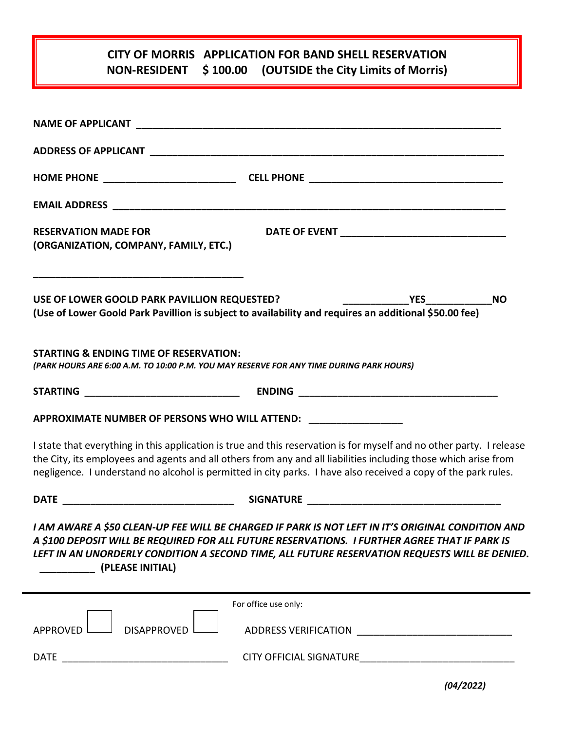# CITY OF MORRIS APPLICATION FOR BAND SHELL RESERVATION
## NON-RESIDENT $ 100.00 (OUTSIDE the City Limits of Morris)

**NAME OF APPLICANT** ______________________________________________________________

**ADDRESS OF APPLICANT** ___________________________________________________________

**HOME PHONE** ________________________ **CELL PHONE** ___________________________________

**EMAIL ADDRESS** ___________________________________________________________________

**RESERVATION MADE FOR**
**(ORGANIZATION, COMPANY, FAMILY, ETC.)**

______________________________________

**DATE OF EVENT** ______________________________

**USE OF LOWER GOOLD PARK PAVILLION REQUESTED?** ____________**YES**____________**NO**
**(Use of Lower Goold Park Pavillion is subject to availability and requires an additional $50.00 fee)**

**STARTING & ENDING TIME OF RESERVATION:**
***(PARK HOURS ARE 6:00 A.M. TO 10:00 P.M. YOU MAY RESERVE FOR ANY TIME DURING PARK HOURS)***

**STARTING** ____________________________ **ENDING** ____________________________________

**APPROXIMATE NUMBER OF PERSONS WHO WILL ATTEND:** _________________

I state that everything in this application is true and this reservation is for myself and no other party. I release the City, its employees and agents and all others from any and all liabilities including those which arise from negligence. I understand no alcohol is permitted in city parks. I have also received a copy of the park rules.

**DATE** _______________________________ **SIGNATURE** ___________________________________

***I AM AWARE A $50 CLEAN-UP FEE WILL BE CHARGED IF PARK IS NOT LEFT IN IT'S ORIGINAL CONDITION AND A $100 DEPOSIT WILL BE REQUIRED FOR ALL FUTURE RESERVATIONS. I FURTHER AGREE THAT IF PARK IS LEFT IN AN UNORDERLY CONDITION A SECOND TIME, ALL FUTURE RESERVATION REQUESTS WILL BE DENIED.***
**__________ (PLEASE INITIAL)**

---

For office use only:

APPROVED ☐ DISAPPROVED ☐ ADDRESS VERIFICATION ___________________________

DATE _____________________________ CITY OFFICIAL SIGNATURE___________________________

*(04/2022)*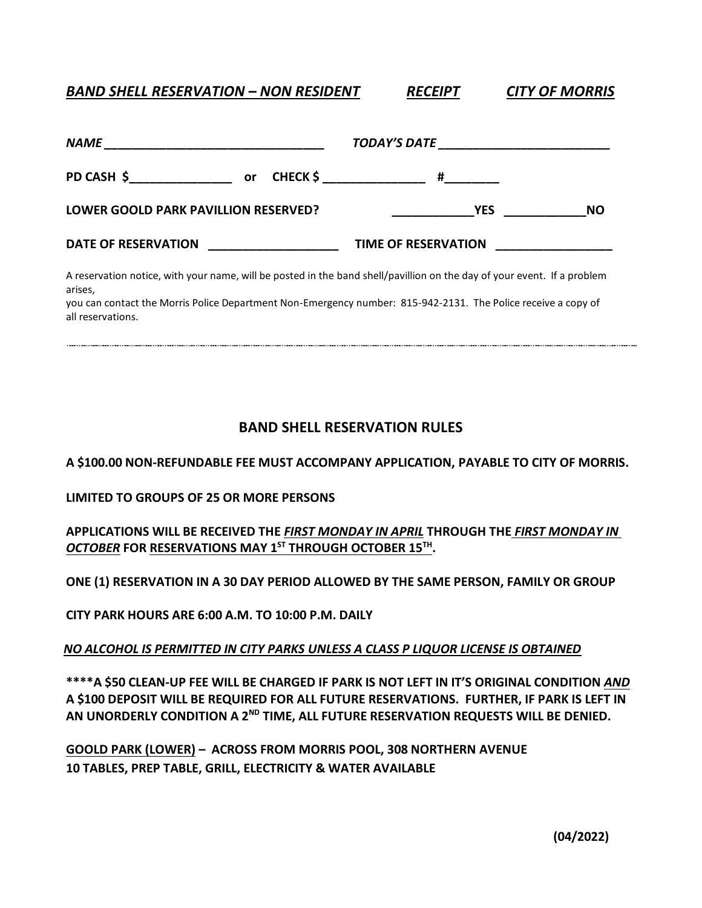***BAND SHELL RESERVATION – NON RESIDENT*** ***RECEIPT*** ***CITY OF MORRIS***

***NAME*** ________________________________ ***TODAY'S DATE*** ________________________

**PD CASH $**_______________ **or CHECK $** _______________ **#**________

**LOWER GOOLD PARK PAVILLION RESERVED?** ____________**YES** ____________**NO**

**DATE OF RESERVATION** ___________________ **TIME OF RESERVATION** _________________

A reservation notice, with your name, will be posted in the band shell/pavillion on the day of your event. If a problem arises,
you can contact the Morris Police Department Non-Emergency number: 815-942-2131. The Police receive a copy of all reservations.

---

## BAND SHELL RESERVATION RULES

**A $100.00 NON-REFUNDABLE FEE MUST ACCOMPANY APPLICATION, PAYABLE TO CITY OF MORRIS.**

**LIMITED TO GROUPS OF 25 OR MORE PERSONS**

**APPLICATIONS WILL BE RECEIVED THE *FIRST MONDAY IN APRIL* THROUGH THE *FIRST MONDAY IN OCTOBER* FOR RESERVATIONS MAY 1ST THROUGH OCTOBER 15TH.**

**ONE (1) RESERVATION IN A 30 DAY PERIOD ALLOWED BY THE SAME PERSON, FAMILY OR GROUP**

**CITY PARK HOURS ARE 6:00 A.M. TO 10:00 P.M. DAILY**

***NO ALCOHOL IS PERMITTED IN CITY PARKS UNLESS A CLASS P LIQUOR LICENSE IS OBTAINED***

**\*\*\*\*A $50 CLEAN-UP FEE WILL BE CHARGED IF PARK IS NOT LEFT IN IT'S ORIGINAL CONDITION *AND* A $100 DEPOSIT WILL BE REQUIRED FOR ALL FUTURE RESERVATIONS. FURTHER, IF PARK IS LEFT IN AN UNORDERLY CONDITION A 2ND TIME, ALL FUTURE RESERVATION REQUESTS WILL BE DENIED.**

**GOOLD PARK (LOWER) – ACROSS FROM MORRIS POOL, 308 NORTHERN AVENUE**
**10 TABLES, PREP TABLE, GRILL, ELECTRICITY & WATER AVAILABLE**

**(04/2022)**